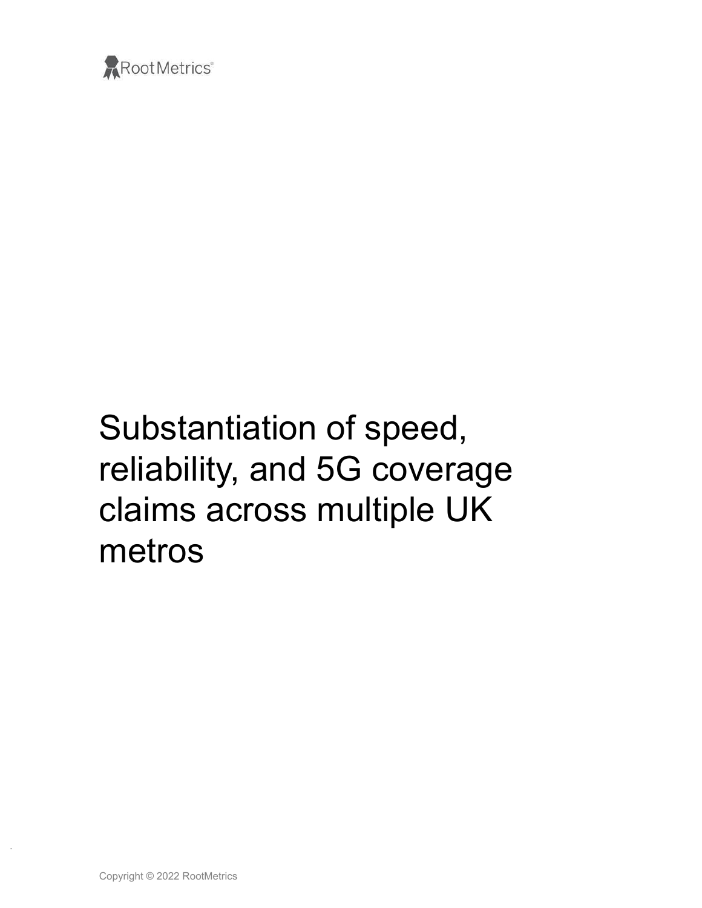RootMetrics®

# Substantiation of speed, reliability, and 5G coverage claims across multiple UK metros

Copyright © 2022 RootMetrics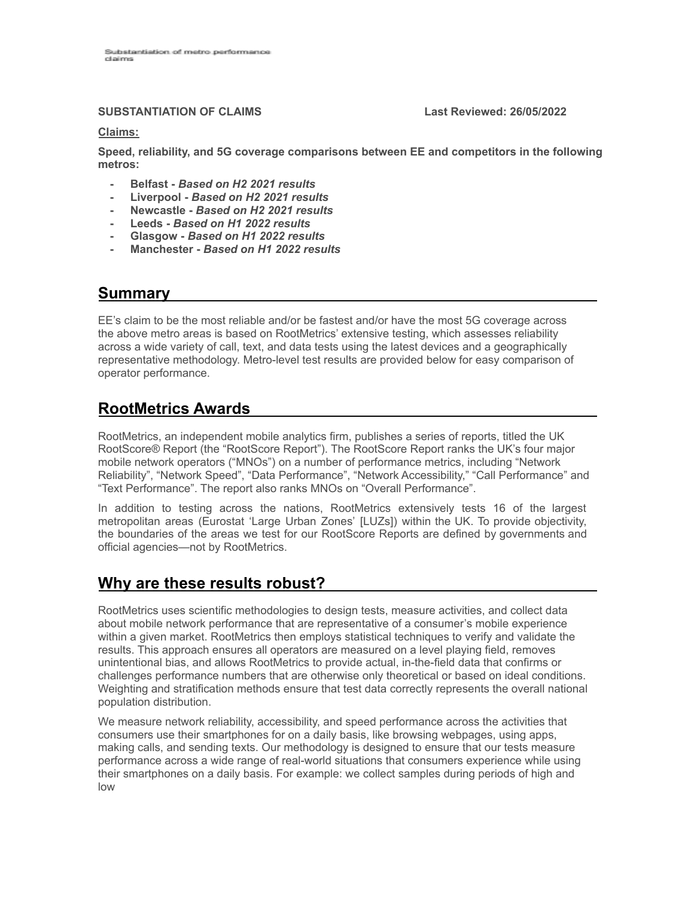**SUBSTANTIATION OF CLAIMS** **Last Reviewed: 26/05/2022**

**Claims:**

**Speed, reliability, and 5G coverage comparisons between EE and competitors in the following metros:**

- **Belfast -** ***Based on H2 2021 results***
- **Liverpool -** ***Based on H2 2021 results***
- **Newcastle -** ***Based on H2 2021 results***
- **Leeds -** ***Based on H1 2022 results***
- **Glasgow -** ***Based on H1 2022 results***
- **Manchester -** ***Based on H1 2022 results***

## Summary

EE's claim to be the most reliable and/or be fastest and/or have the most 5G coverage across the above metro areas is based on RootMetrics' extensive testing, which assesses reliability across a wide variety of call, text, and data tests using the latest devices and a geographically representative methodology. Metro-level test results are provided below for easy comparison of operator performance.

## RootMetrics Awards

RootMetrics, an independent mobile analytics firm, publishes a series of reports, titled the UK RootScore® Report (the "RootScore Report"). The RootScore Report ranks the UK's four major mobile network operators ("MNOs") on a number of performance metrics, including "Network Reliability", "Network Speed", "Data Performance", "Network Accessibility," "Call Performance" and "Text Performance". The report also ranks MNOs on "Overall Performance".

In addition to testing across the nations, RootMetrics extensively tests 16 of the largest metropolitan areas (Eurostat 'Large Urban Zones' [LUZs]) within the UK. To provide objectivity, the boundaries of the areas we test for our RootScore Reports are defined by governments and official agencies—not by RootMetrics.

## Why are these results robust?

RootMetrics uses scientific methodologies to design tests, measure activities, and collect data about mobile network performance that are representative of a consumer's mobile experience within a given market. RootMetrics then employs statistical techniques to verify and validate the results. This approach ensures all operators are measured on a level playing field, removes unintentional bias, and allows RootMetrics to provide actual, in-the-field data that confirms or challenges performance numbers that are otherwise only theoretical or based on ideal conditions. Weighting and stratification methods ensure that test data correctly represents the overall national population distribution.

We measure network reliability, accessibility, and speed performance across the activities that consumers use their smartphones for on a daily basis, like browsing webpages, using apps, making calls, and sending texts. Our methodology is designed to ensure that our tests measure performance across a wide range of real-world situations that consumers experience while using their smartphones on a daily basis. For example: we collect samples during periods of high and low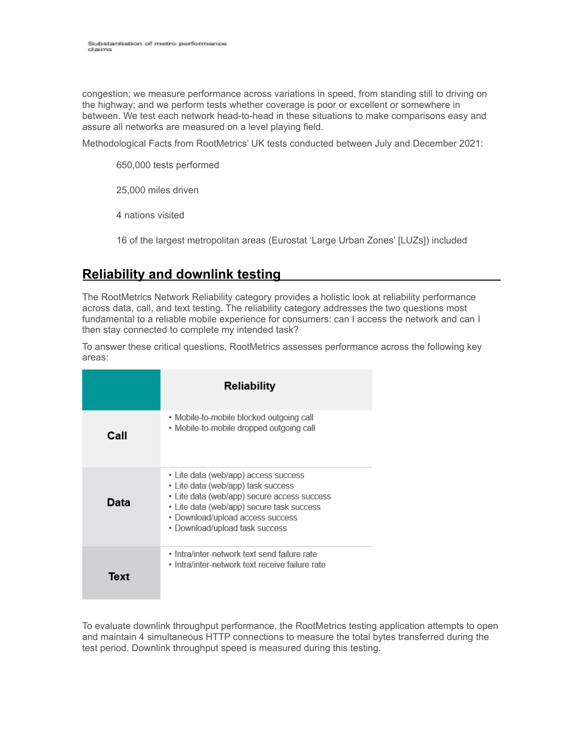congestion; we measure performance across variations in speed, from standing still to driving on the highway; and we perform tests whether coverage is poor or excellent or somewhere in between. We test each network head-to-head in these situations to make comparisons easy and assure all networks are measured on a level playing field.

Methodological Facts from RootMetrics' UK tests conducted between July and December 2021:

650,000 tests performed

25,000 miles driven

4 nations visited

16 of the largest metropolitan areas (Eurostat 'Large Urban Zones' [LUZs]) included

## Reliability and downlink testing

The RootMetrics Network Reliability category provides a holistic look at reliability performance across data, call, and text testing. The reliability category addresses the two questions most fundamental to a reliable mobile experience for consumers: can I access the network and can I then stay connected to complete my intended task?

To answer these critical questions, RootMetrics assesses performance across the following key areas:

| | Reliability |
|---|---|
| **Call** | • Mobile-to-mobile blocked outgoing call<br>• Mobile-to-mobile dropped outgoing call |
| **Data** | • Lite data (web/app) access success<br>• Lite data (web/app) task success<br>• Lite data (web/app) secure access success<br>• Lite data (web/app) secure task success<br>• Download/upload access success<br>• Download/upload task success |
| **Text** | • Intra/inter-network text send failure rate<br>• Intra/inter-network text receive failure rate |

To evaluate downlink throughput performance, the RootMetrics testing application attempts to open and maintain 4 simultaneous HTTP connections to measure the total bytes transferred during the test period. Downlink throughput speed is measured during this testing.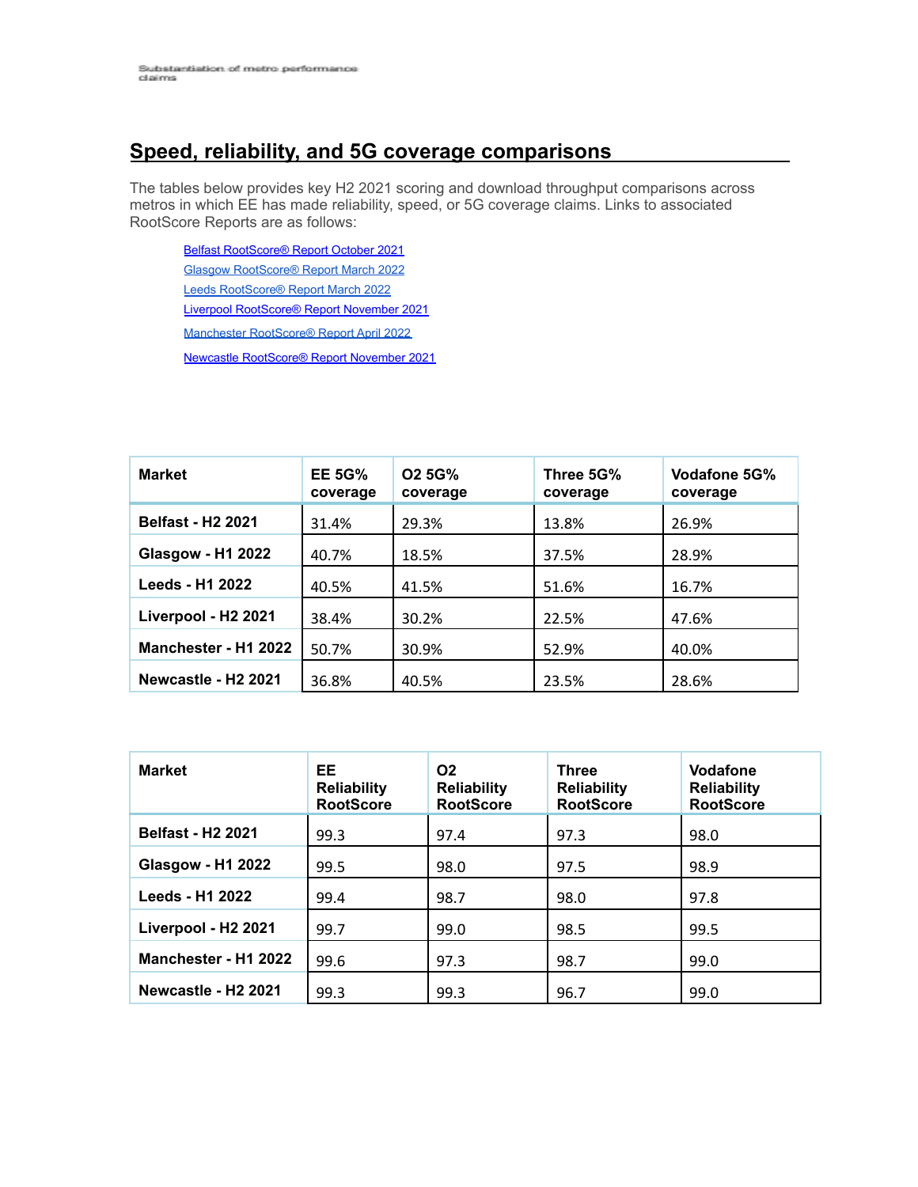## Speed, reliability, and 5G coverage comparisons

The tables below provides key H2 2021 scoring and download throughput comparisons across metros in which EE has made reliability, speed, or 5G coverage claims. Links to associated RootScore Reports are as follows:

- Belfast RootScore® Report October 2021
- Glasgow RootScore® Report March 2022
- Leeds RootScore® Report March 2022
- Liverpool RootScore® Report November 2021
- Manchester RootScore® Report April 2022
- Newcastle RootScore® Report November 2021

| Market | EE 5G% coverage | O2 5G% coverage | Three 5G% coverage | Vodafone 5G% coverage |
|---|---|---|---|---|
| Belfast - H2 2021 | 31.4% | 29.3% | 13.8% | 26.9% |
| Glasgow - H1 2022 | 40.7% | 18.5% | 37.5% | 28.9% |
| Leeds - H1 2022 | 40.5% | 41.5% | 51.6% | 16.7% |
| Liverpool - H2 2021 | 38.4% | 30.2% | 22.5% | 47.6% |
| Manchester - H1 2022 | 50.7% | 30.9% | 52.9% | 40.0% |
| Newcastle - H2 2021 | 36.8% | 40.5% | 23.5% | 28.6% |

| Market | EE Reliability RootScore | O2 Reliability RootScore | Three Reliability RootScore | Vodafone Reliability RootScore |
|---|---|---|---|---|
| Belfast - H2 2021 | 99.3 | 97.4 | 97.3 | 98.0 |
| Glasgow - H1 2022 | 99.5 | 98.0 | 97.5 | 98.9 |
| Leeds - H1 2022 | 99.4 | 98.7 | 98.0 | 97.8 |
| Liverpool - H2 2021 | 99.7 | 99.0 | 98.5 | 99.5 |
| Manchester - H1 2022 | 99.6 | 97.3 | 98.7 | 99.0 |
| Newcastle - H2 2021 | 99.3 | 99.3 | 96.7 | 99.0 |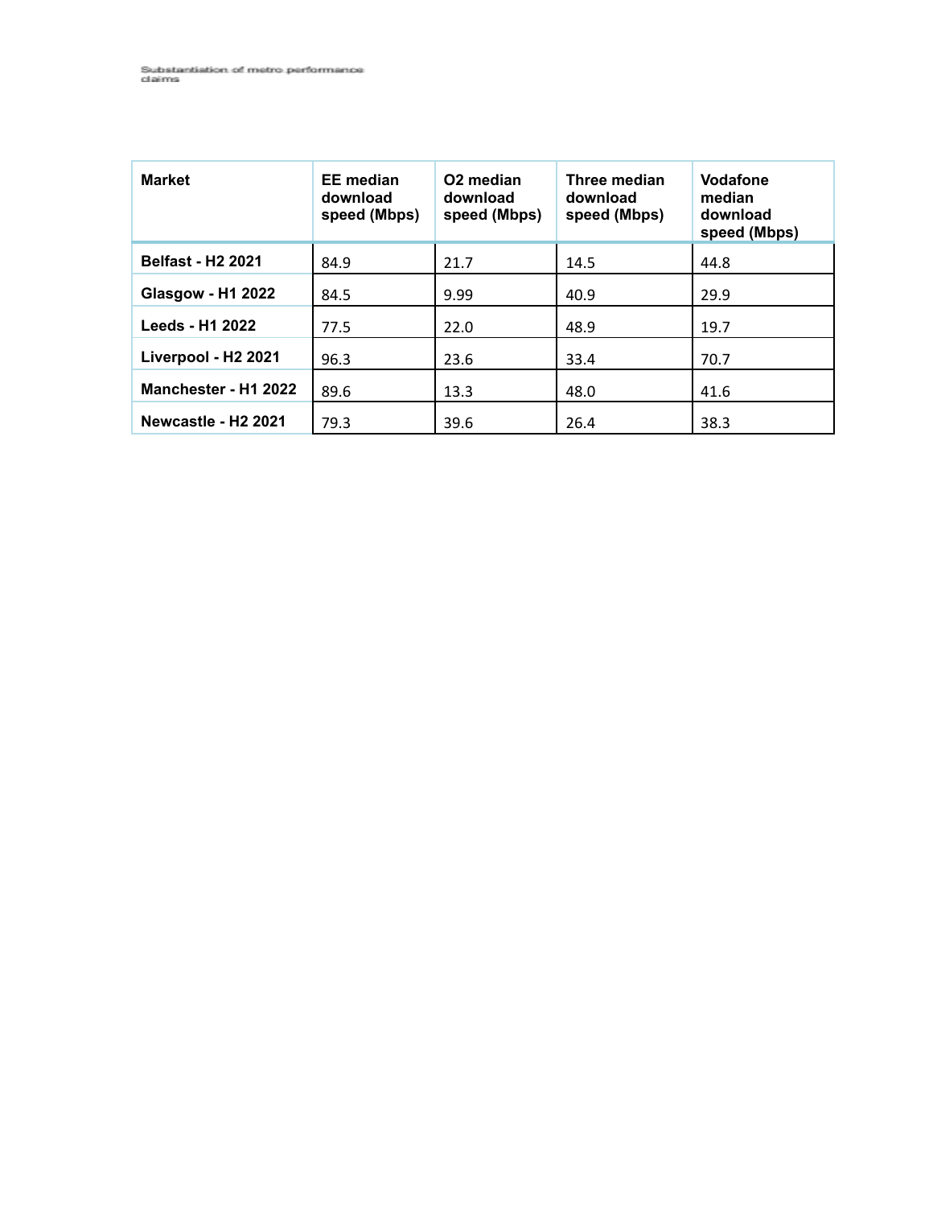| Market | EE median download speed (Mbps) | O2 median download speed (Mbps) | Three median download speed (Mbps) | Vodafone median download speed (Mbps) |
|---|---|---|---|---|
| **Belfast - H2 2021** | 84.9 | 21.7 | 14.5 | 44.8 |
| **Glasgow - H1 2022** | 84.5 | 9.99 | 40.9 | 29.9 |
| **Leeds - H1 2022** | 77.5 | 22.0 | 48.9 | 19.7 |
| **Liverpool - H2 2021** | 96.3 | 23.6 | 33.4 | 70.7 |
| **Manchester - H1 2022** | 89.6 | 13.3 | 48.0 | 41.6 |
| **Newcastle - H2 2021** | 79.3 | 39.6 | 26.4 | 38.3 |